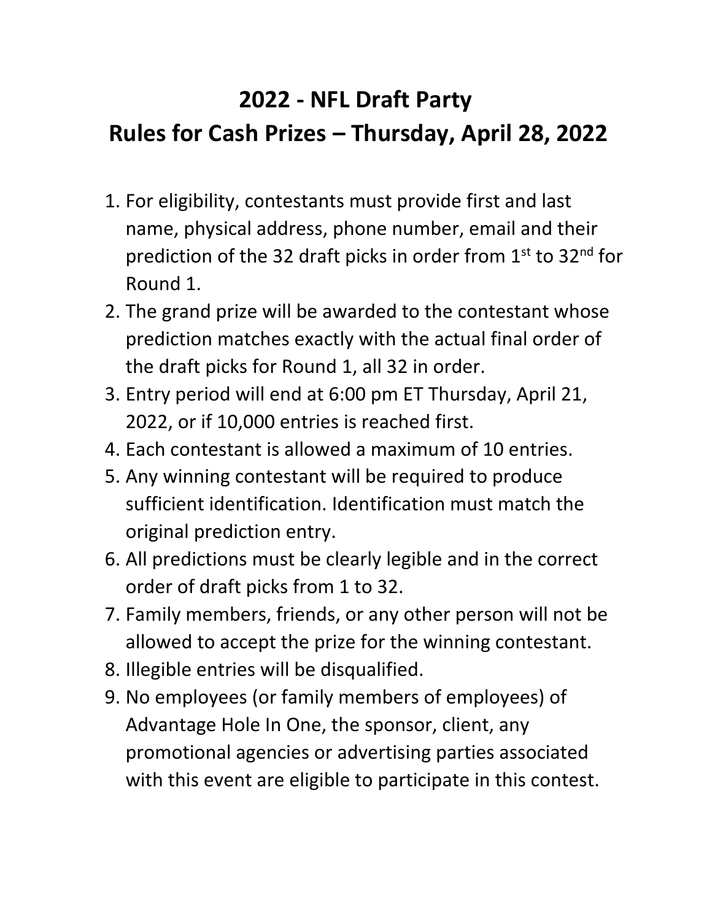# 2022 - NFL Draft Party
# Rules for Cash Prizes – Thursday, April 28, 2022

1. For eligibility, contestants must provide first and last name, physical address, phone number, email and their prediction of the 32 draft picks in order from 1st to 32nd for Round 1.
2. The grand prize will be awarded to the contestant whose prediction matches exactly with the actual final order of the draft picks for Round 1, all 32 in order.
3. Entry period will end at 6:00 pm ET Thursday, April 21, 2022, or if 10,000 entries is reached first.
4. Each contestant is allowed a maximum of 10 entries.
5. Any winning contestant will be required to produce sufficient identification. Identification must match the original prediction entry.
6. All predictions must be clearly legible and in the correct order of draft picks from 1 to 32.
7. Family members, friends, or any other person will not be allowed to accept the prize for the winning contestant.
8. Illegible entries will be disqualified.
9. No employees (or family members of employees) of Advantage Hole In One, the sponsor, client, any promotional agencies or advertising parties associated with this event are eligible to participate in this contest.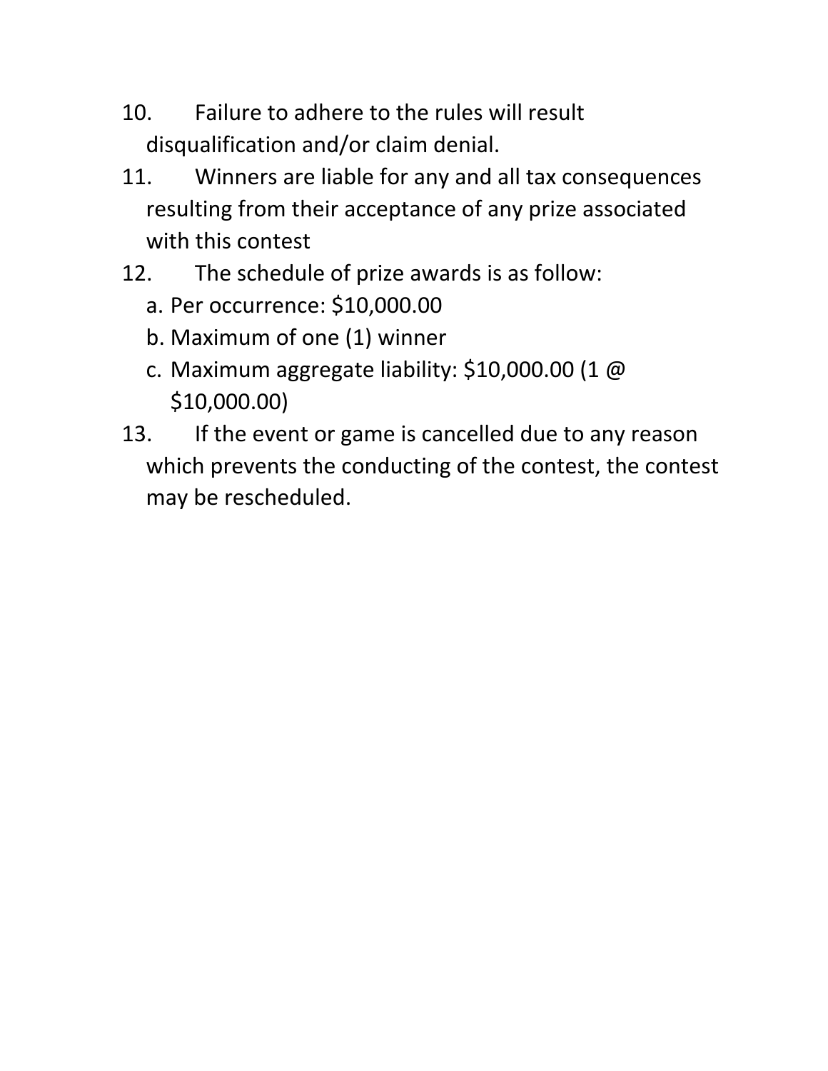10. Failure to adhere to the rules will result disqualification and/or claim denial.
11. Winners are liable for any and all tax consequences resulting from their acceptance of any prize associated with this contest
12. The schedule of prize awards is as follow:
    a. Per occurrence: $10,000.00
    b. Maximum of one (1) winner
    c. Maximum aggregate liability: $10,000.00 (1 @ $10,000.00)
13. If the event or game is cancelled due to any reason which prevents the conducting of the contest, the contest may be rescheduled.